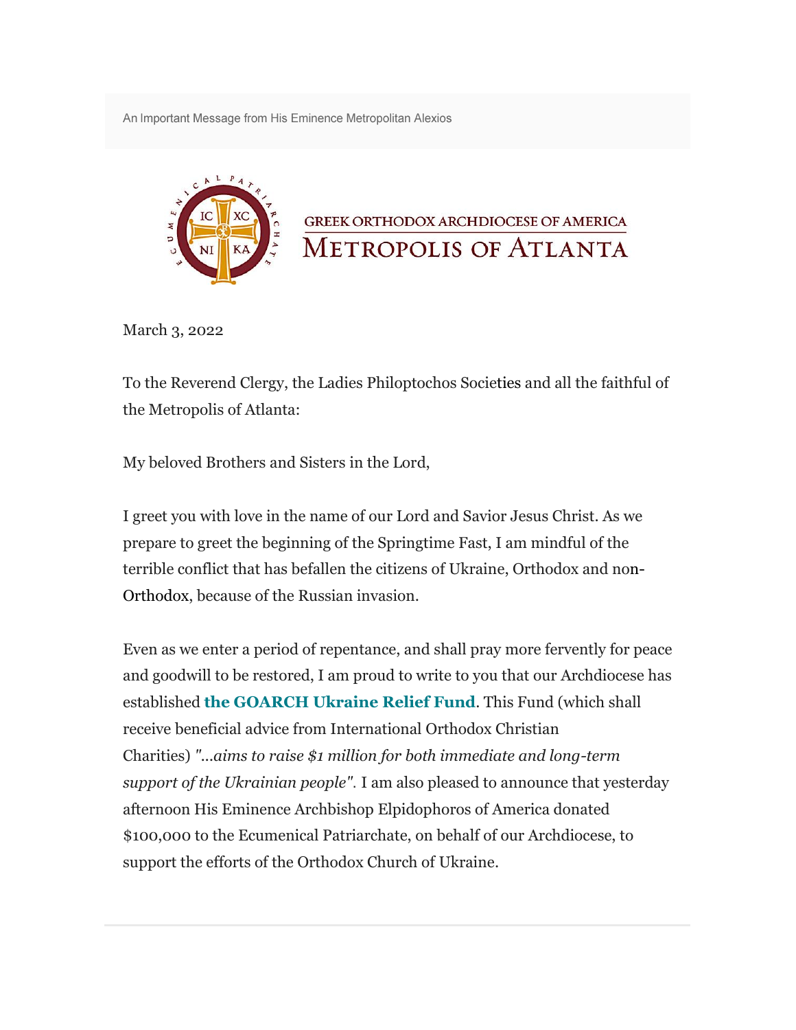An Important Message from His Eminence Metropolitan Alexios

GREEK ORTHODOX ARCHDIOCESE OF AMERICA

# METROPOLIS OF ATLANTA

March 3, 2022

To the Reverend Clergy, the Ladies Philoptochos Societies and all the faithful of the Metropolis of Atlanta:

My beloved Brothers and Sisters in the Lord,

I greet you with love in the name of our Lord and Savior Jesus Christ. As we prepare to greet the beginning of the Springtime Fast, I am mindful of the terrible conflict that has befallen the citizens of Ukraine, Orthodox and non-Orthodox, because of the Russian invasion.

Even as we enter a period of repentance, and shall pray more fervently for peace and goodwill to be restored, I am proud to write to you that our Archdiocese has established **the GOARCH Ukraine Relief Fund**. This Fund (which shall receive beneficial advice from International Orthodox Christian Charities) *"...aims to raise $1 million for both immediate and long-term support of the Ukrainian people".* I am also pleased to announce that yesterday afternoon His Eminence Archbishop Elpidophoros of America donated $100,000 to the Ecumenical Patriarchate, on behalf of our Archdiocese, to support the efforts of the Orthodox Church of Ukraine.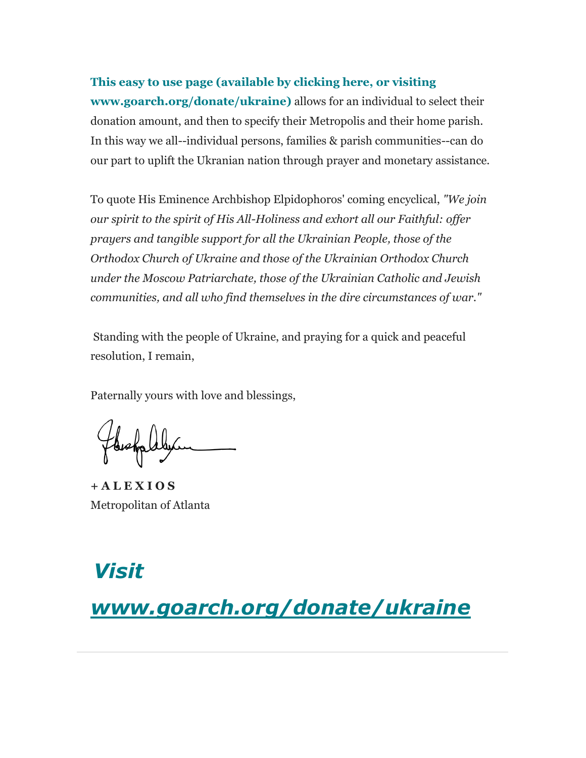**This easy to use page (available by clicking here, or visiting www.goarch.org/donate/ukraine)** allows for an individual to select their donation amount, and then to specify their Metropolis and their home parish. In this way we all--individual persons, families & parish communities--can do our part to uplift the Ukranian nation through prayer and monetary assistance.

To quote His Eminence Archbishop Elpidophoros' coming encyclical, *"We join our spirit to the spirit of His All-Holiness and exhort all our Faithful: offer prayers and tangible support for all the Ukrainian People, those of the Orthodox Church of Ukraine and those of the Ukrainian Orthodox Church under the Moscow Patriarchate, those of the Ukrainian Catholic and Jewish communities, and all who find themselves in the dire circumstances of war."*

Standing with the people of Ukraine, and praying for a quick and peaceful resolution, I remain,

Paternally yours with love and blessings,

**+ A L E X I O S**
Metropolitan of Atlanta

## *Visit www.goarch.org/donate/ukraine*